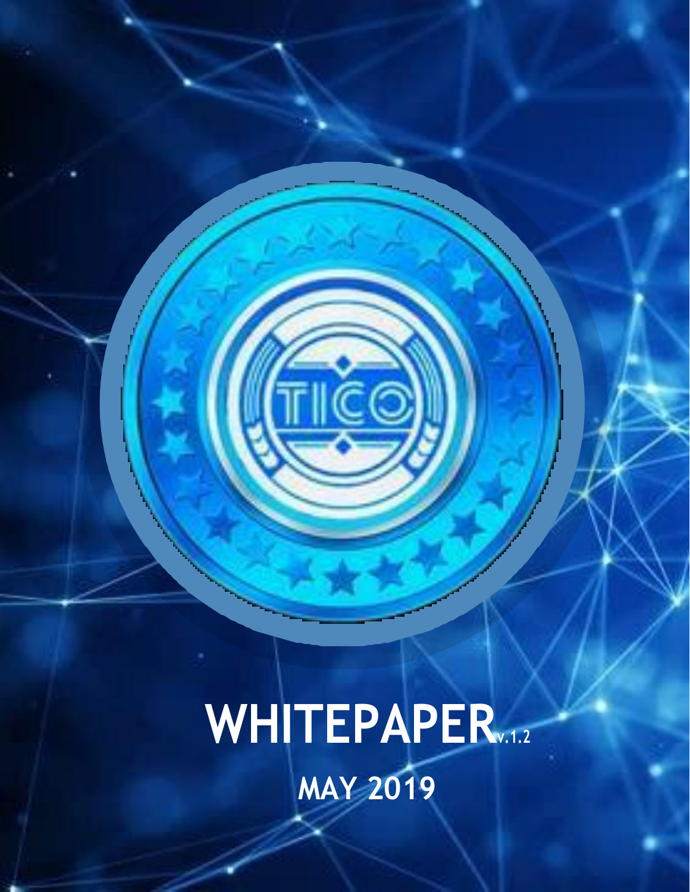# WHITEPAPER v.1.2

## MAY 2019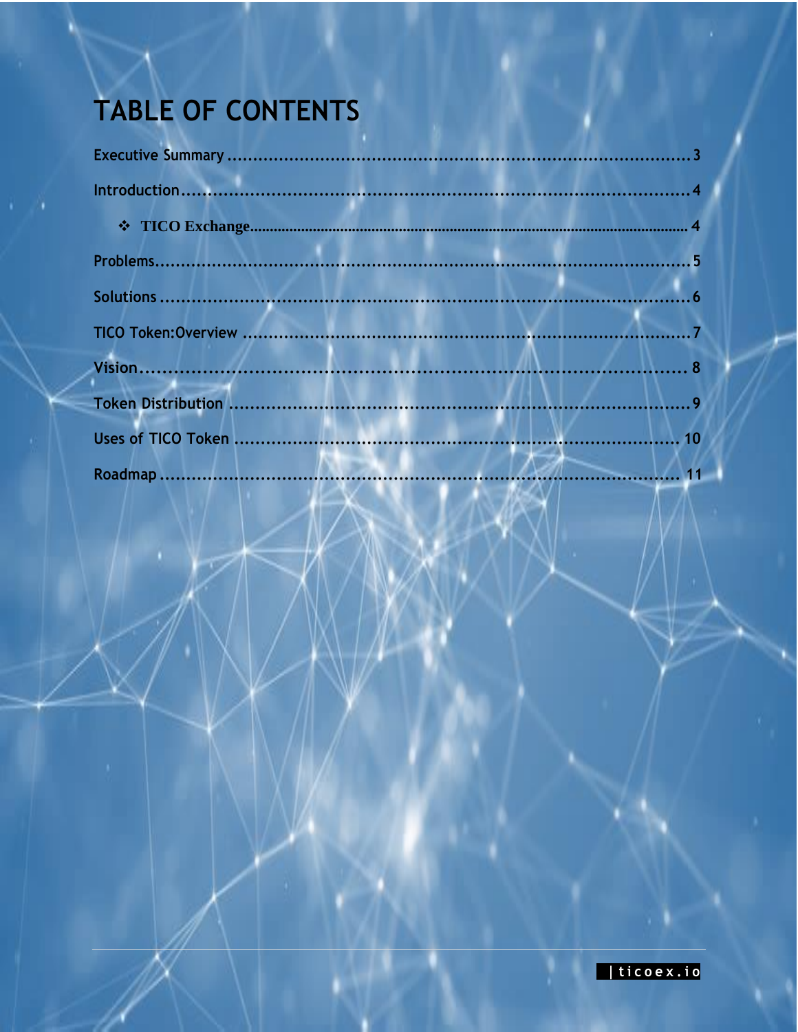# TABLE OF CONTENTS

Executive Summary ........................................................................................ 3

Introduction .................................................................................................... 4

- ❖ TICO Exchange ............................................................................................ 4

Problems ........................................................................................................ 5

Solutions ........................................................................................................ 6

TICO Token:Overview ...................................................................................... 7

Vision ............................................................................................................. 8

Token Distribution .......................................................................................... 9

Uses of TICO Token ....................................................................................... 10

Roadmap ....................................................................................................... 11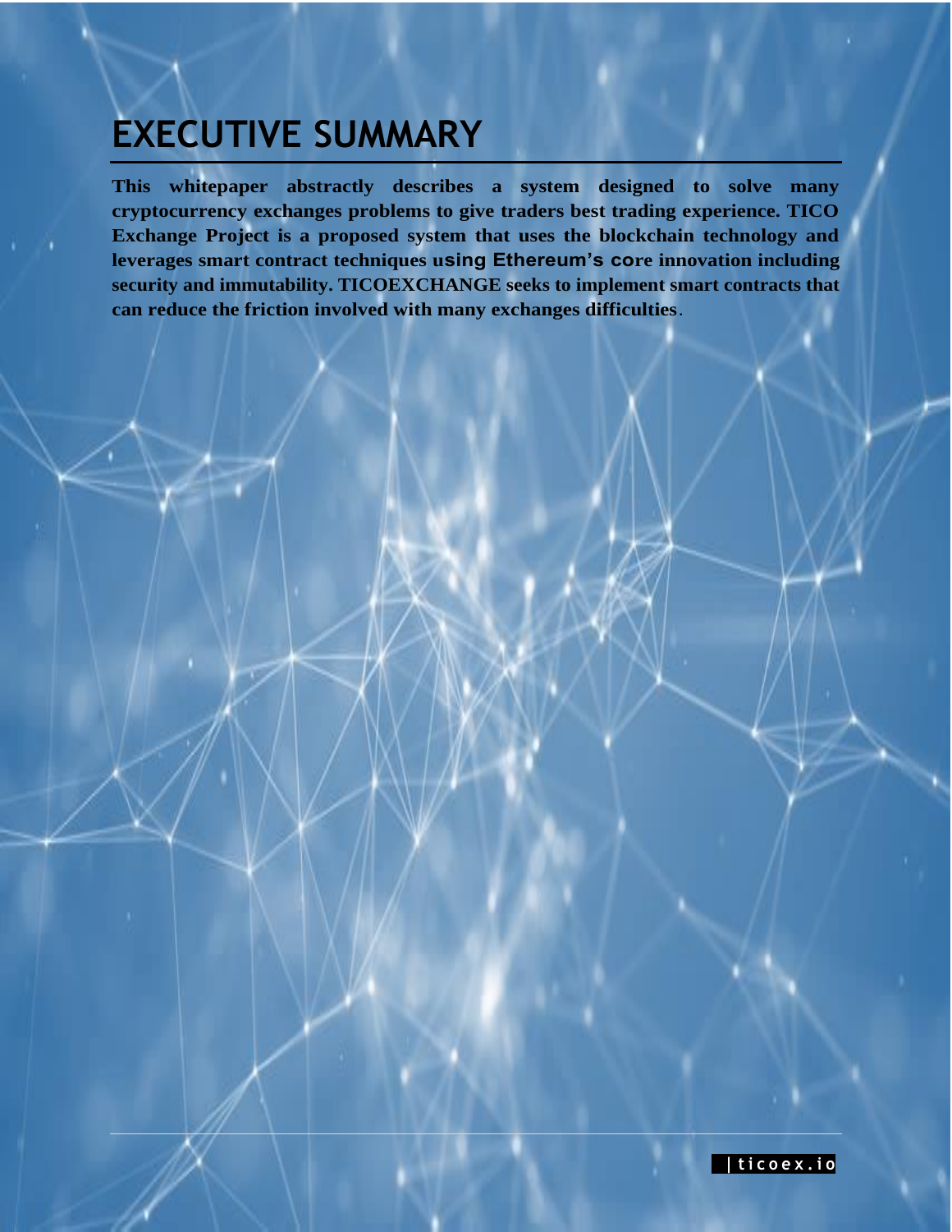# EXECUTIVE SUMMARY

**This whitepaper abstractly describes a system designed to solve many cryptocurrency exchanges problems to give traders best trading experience. TICO Exchange Project is a proposed system that uses the blockchain technology and leverages smart contract techniques using Ethereum's core innovation including security and immutability. TICOEXCHANGE seeks to implement smart contracts that can reduce the friction involved with many exchanges difficulties**.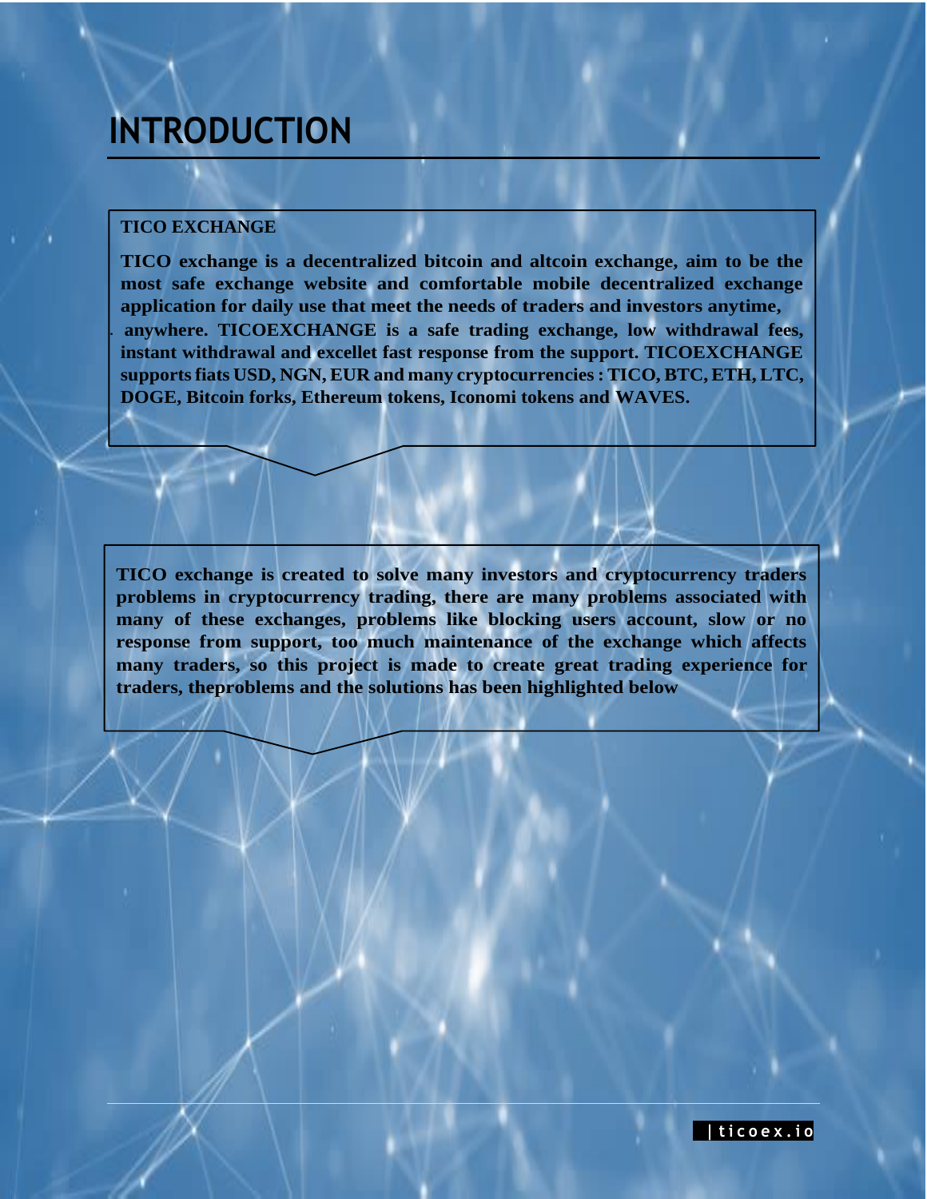# INTRODUCTION

**TICO EXCHANGE**

**TICO exchange is a decentralized bitcoin and altcoin exchange, aim to be the most safe exchange website and comfortable mobile decentralized exchange application for daily use that meet the needs of traders and investors anytime, anywhere. TICOEXCHANGE is a safe trading exchange, low withdrawal fees, instant withdrawal and excellet fast response from the support. TICOEXCHANGE supports fiats USD, NGN, EUR and many cryptocurrencies : TICO, BTC, ETH, LTC, DOGE, Bitcoin forks, Ethereum tokens, Iconomi tokens and WAVES.**

**TICO exchange is created to solve many investors and cryptocurrency traders problems in cryptocurrency trading, there are many problems associated with many of these exchanges, problems like blocking users account, slow or no response from support, too much maintenance of the exchange which affects many traders, so this project is made to create great trading experience for traders, theproblems and the solutions has been highlighted below**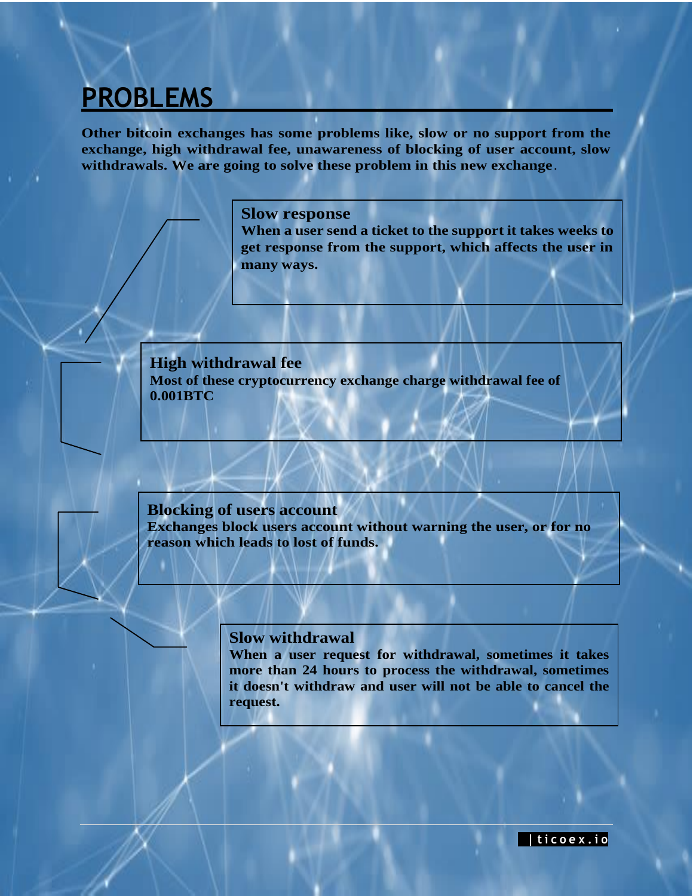# PROBLEMS

**Other bitcoin exchanges has some problems like, slow or no support from the exchange, high withdrawal fee, unawareness of blocking of user account, slow withdrawals. We are going to solve these problem in this new exchange**.

### Slow response

**When a user send a ticket to the support it takes weeks to get response from the support, which affects the user in many ways.**

### High withdrawal fee

**Most of these cryptocurrency exchange charge withdrawal fee of 0.001BTC**

### Blocking of users account

**Exchanges block users account without warning the user, or for no reason which leads to lost of funds.**

### Slow withdrawal

**When a user request for withdrawal, sometimes it takes more than 24 houres to process the withdrawal, sometimes it doesn't withdraw and user will not be able to cancel the request.**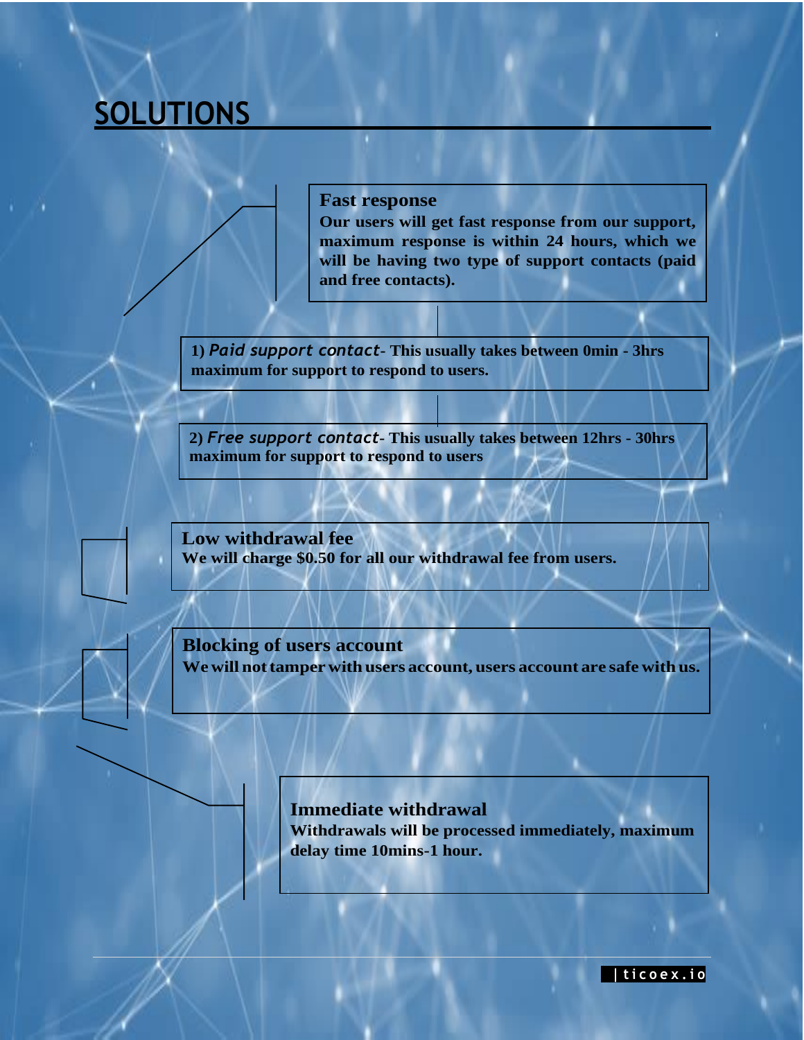# SOLUTIONS

**Fast response**

**Our users will get fast response from our support, maximum response is within 24 hours, which we will be having two type of support contacts (paid and free contacts).**

**1)** ***Paid support contact*****- This usually takes between 0min - 3hrs maximum for support to respond to users.**

**2)** ***Free support contact*****- This usually takes between 12hrs - 30hrs maximum for support to respond to users**

**Low withdrawal fee**

**We will charge $0.50 for all our withdrawal fee from users.**

**Blocking of users account**

**We will not tamper with users account, users account are safe with us.**

**Immediate withdrawal**

**Withdrawals will be processed immediately, maximum delay time 10mins-1 hour.**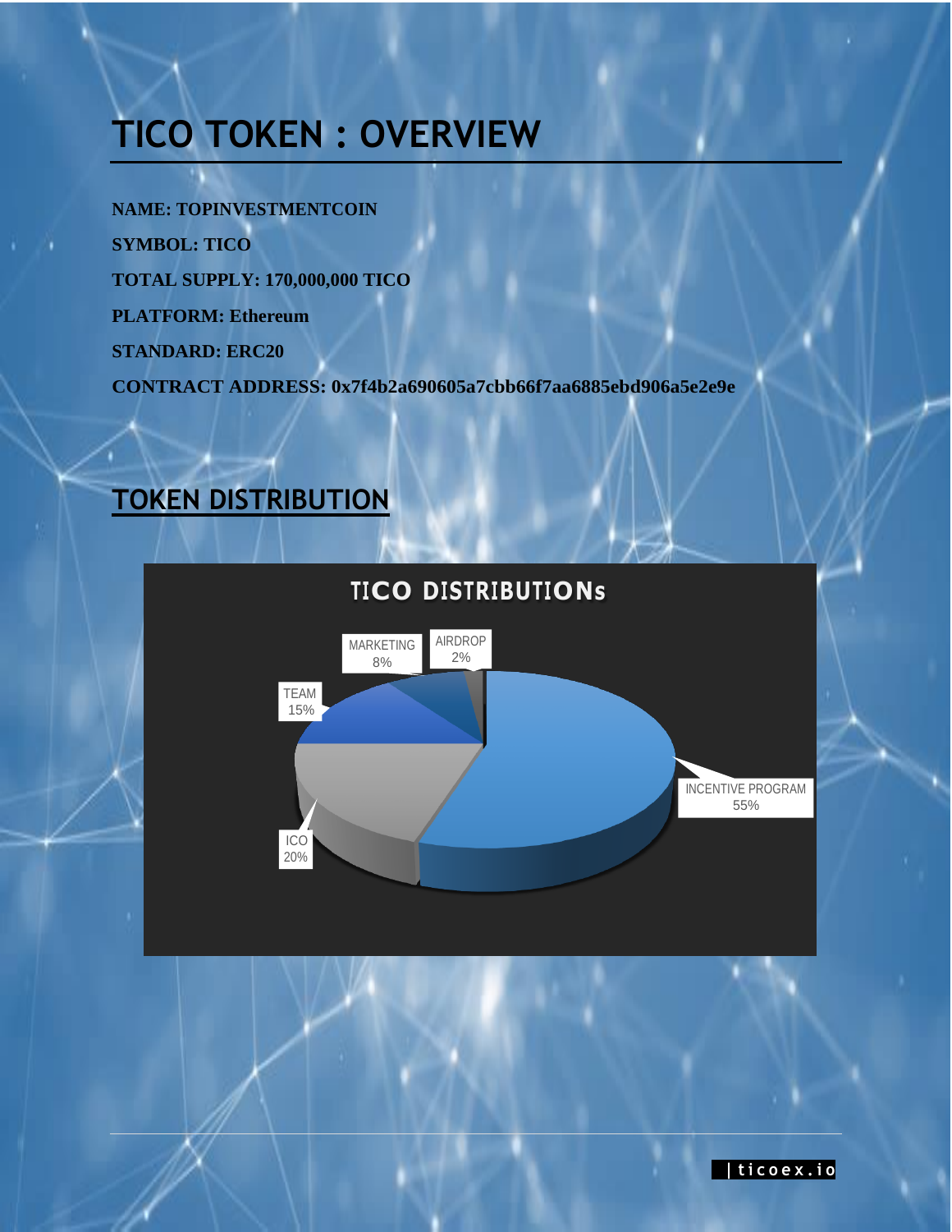# TICO TOKEN : OVERVIEW

**NAME: TOPINVESTMENTCOIN**

**SYMBOL: TICO**

**TOTAL SUPPLY: 170,000,000 TICO**

**PLATFORM: Ethereum**

**STANDARD: ERC20**

**CONTRACT ADDRESS: 0x7f4b2a690605a7cbb66f7aa6885ebd906a5e2e9e**

## TOKEN DISTRIBUTION

TICO DISTRIBUTIONs

| Category | Share |
| --- | --- |
| INCENTIVE PROGRAM | 55% |
| ICO | 20% |
| TEAM | 15% |
| MARKETING | 8% |
| AIRDROP | 2% |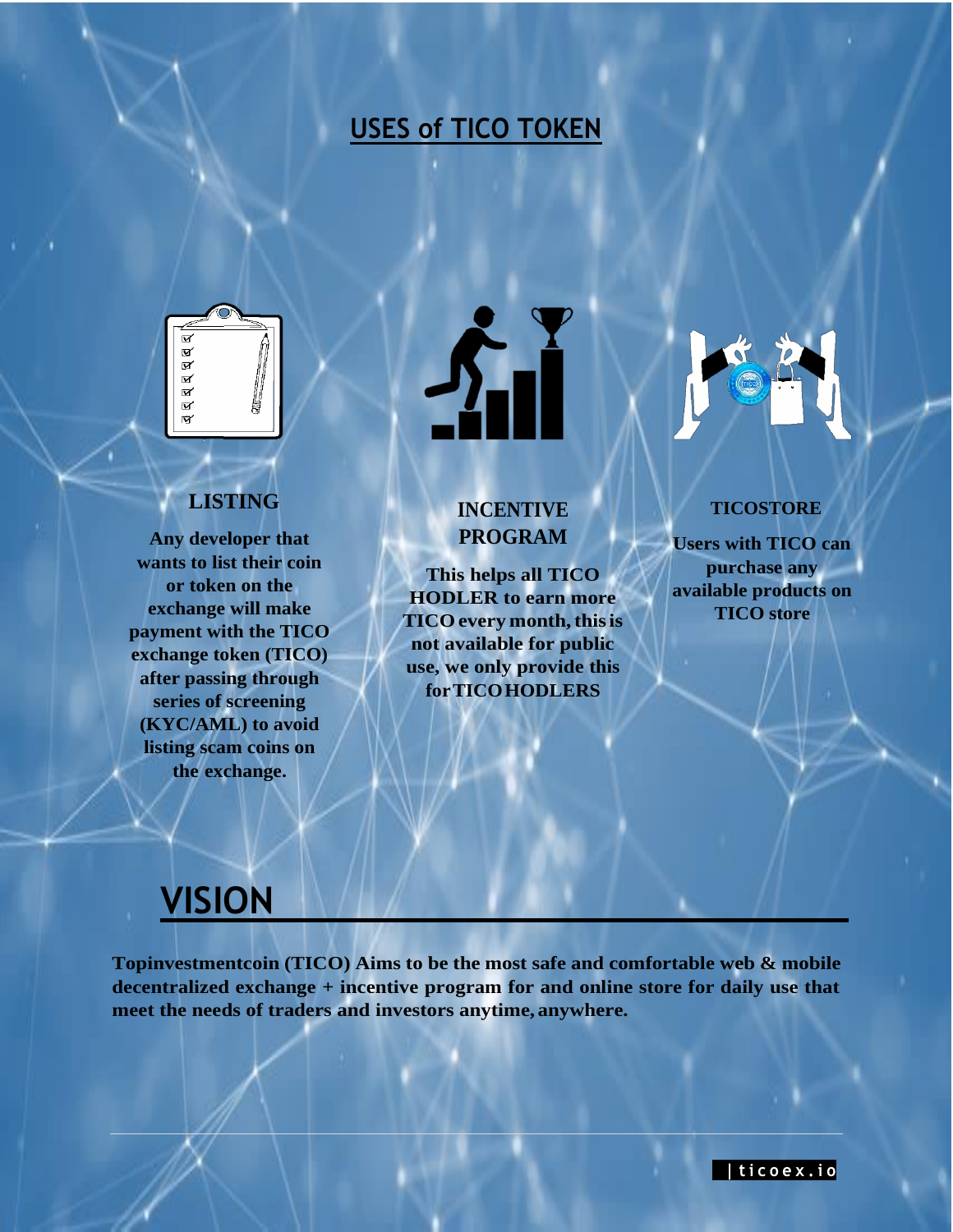## USES of TICO TOKEN

### LISTING

Any developer that wants to list their coin or token on the exchange will make payment with the TICO exchange token (TICO) after passing through series of screening (KYC/AML) to avoid listing scam coins on the exchange.

### INCENTIVE PROGRAM

This helps all TICO HODLER to earn more TICO every month, this is not available for public use, we only provide this for TICO HODLERS

### TICOSTORE

Users with TICO can purchase any available products on TICO store

## VISION

**Topinvestmentcoin (TICO) Aims to be the most safe and comfortable web & mobile decentralized exchange + incentive program for and online store for daily use that meet the needs of traders and investors anytime, anywhere.**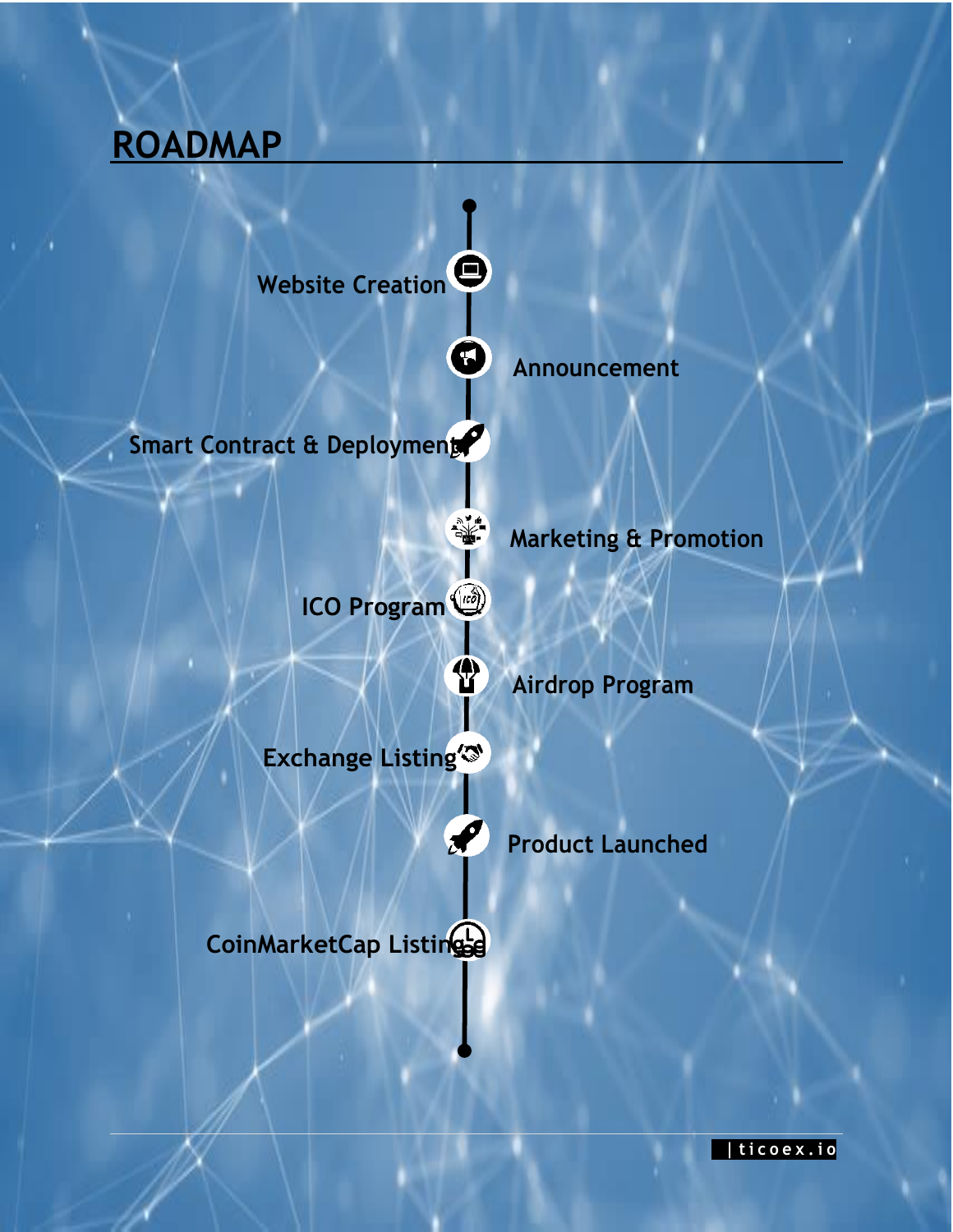# ROADMAP

- Website Creation
- Announcement
- Smart Contract & Deployment
- Marketing & Promotion
- ICO Program
- Airdrop Program
- Exchange Listing
- Product Launched
- CoinMarketCap Listings